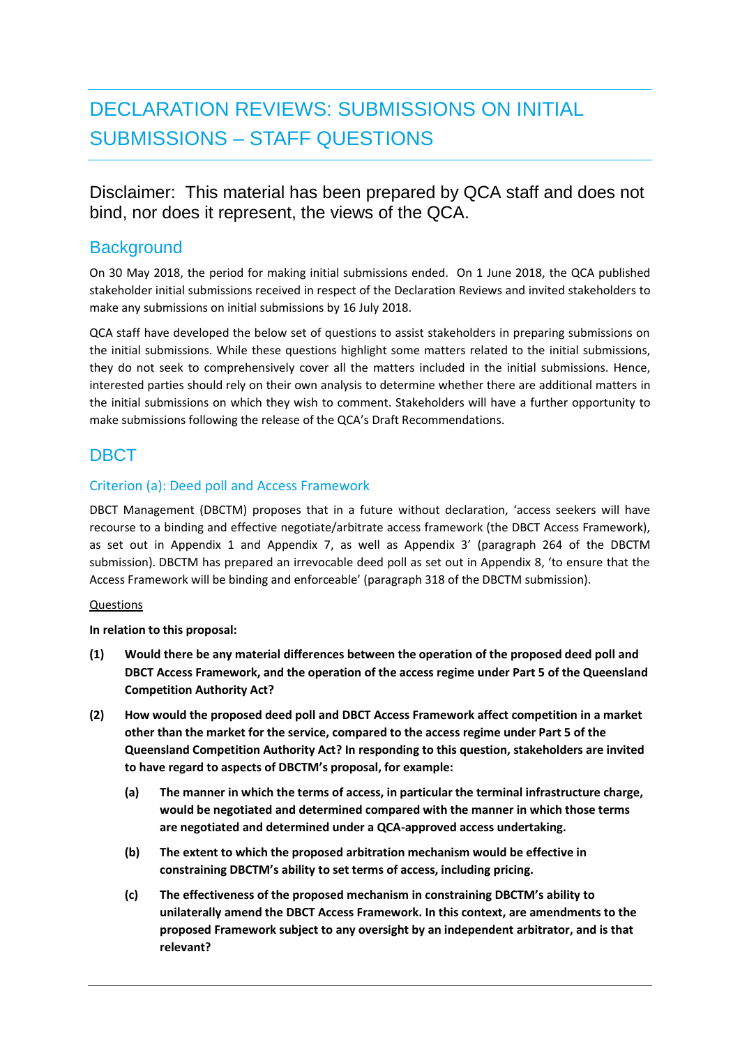# DECLARATION REVIEWS: SUBMISSIONS ON INITIAL SUBMISSIONS – STAFF QUESTIONS

Disclaimer: This material has been prepared by QCA staff and does not bind, nor does it represent, the views of the QCA.

## Background

On 30 May 2018, the period for making initial submissions ended. On 1 June 2018, the QCA published stakeholder initial submissions received in respect of the Declaration Reviews and invited stakeholders to make any submissions on initial submissions by 16 July 2018.

QCA staff have developed the below set of questions to assist stakeholders in preparing submissions on the initial submissions. While these questions highlight some matters related to the initial submissions, they do not seek to comprehensively cover all the matters included in the initial submissions. Hence, interested parties should rely on their own analysis to determine whether there are additional matters in the initial submissions on which they wish to comment. Stakeholders will have a further opportunity to make submissions following the release of the QCA's Draft Recommendations.

## DBCT

### Criterion (a): Deed poll and Access Framework

DBCT Management (DBCTM) proposes that in a future without declaration, 'access seekers will have recourse to a binding and effective negotiate/arbitrate access framework (the DBCT Access Framework), as set out in Appendix 1 and Appendix 7, as well as Appendix 3' (paragraph 264 of the DBCTM submission). DBCTM has prepared an irrevocable deed poll as set out in Appendix 8, 'to ensure that the Access Framework will be binding and enforceable' (paragraph 318 of the DBCTM submission).

<u>Questions</u>

**In relation to this proposal:**

**(1)** **Would there be any material differences between the operation of the proposed deed poll and DBCT Access Framework, and the operation of the access regime under Part 5 of the Queensland Competition Authority Act?**

**(2)** **How would the proposed deed poll and DBCT Access Framework affect competition in a market other than the market for the service, compared to the access regime under Part 5 of the Queensland Competition Authority Act? In responding to this question, stakeholders are invited to have regard to aspects of DBCTM's proposal, for example:**

   **(a)** **The manner in which the terms of access, in particular the terminal infrastructure charge, would be negotiated and determined compared with the manner in which those terms are negotiated and determined under a QCA-approved access undertaking.**

   **(b)** **The extent to which the proposed arbitration mechanism would be effective in constraining DBCTM's ability to set terms of access, including pricing.**

   **(c)** **The effectiveness of the proposed mechanism in constraining DBCTM's ability to unilaterally amend the DBCT Access Framework. In this context, are amendments to the proposed Framework subject to any oversight by an independent arbitrator, and is that relevant?**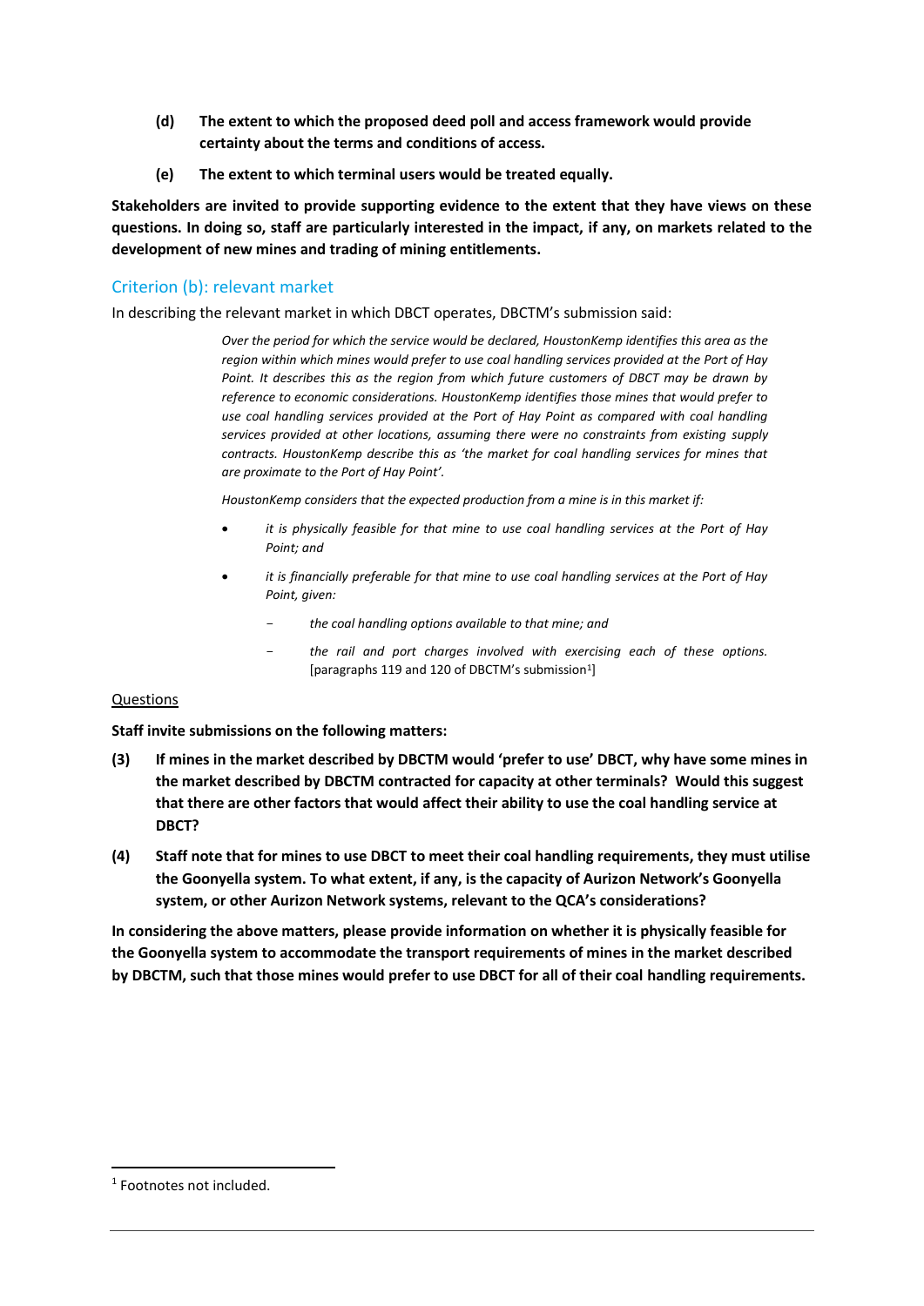**(d) The extent to which the proposed deed poll and access framework would provide certainty about the terms and conditions of access.**

**(e) The extent to which terminal users would be treated equally.**

**Stakeholders are invited to provide supporting evidence to the extent that they have views on these questions. In doing so, staff are particularly interested in the impact, if any, on markets related to the development of new mines and trading of mining entitlements.**

## Criterion (b): relevant market

In describing the relevant market in which DBCT operates, DBCTM's submission said:

> *Over the period for which the service would be declared, HoustonKemp identifies this area as the region within which mines would prefer to use coal handling services provided at the Port of Hay Point. It describes this as the region from which future customers of DBCT may be drawn by reference to economic considerations. HoustonKemp identifies those mines that would prefer to use coal handling services provided at the Port of Hay Point as compared with coal handling services provided at other locations, assuming there were no constraints from existing supply contracts. HoustonKemp describe this as 'the market for coal handling services for mines that are proximate to the Port of Hay Point'.*
>
> *HoustonKemp considers that the expected production from a mine is in this market if:*
>
> - *it is physically feasible for that mine to use coal handling services at the Port of Hay Point; and*
> - *it is financially preferable for that mine to use coal handling services at the Port of Hay Point, given:*
>   - *the coal handling options available to that mine; and*
>   - *the rail and port charges involved with exercising each of these options.* [paragraphs 119 and 120 of DBCTM's submission[1]]

Questions

**Staff invite submissions on the following matters:**

**(3) If mines in the market described by DBCTM would 'prefer to use' DBCT, why have some mines in the market described by DBCTM contracted for capacity at other terminals? Would this suggest that there are other factors that would affect their ability to use the coal handling service at DBCT?**

**(4) Staff note that for mines to use DBCT to meet their coal handling requirements, they must utilise the Goonyella system. To what extent, if any, is the capacity of Aurizon Network's Goonyella system, or other Aurizon Network systems, relevant to the QCA's considerations?**

**In considering the above matters, please provide information on whether it is physically feasible for the Goonyella system to accommodate the transport requirements of mines in the market described by DBCTM, such that those mines would prefer to use DBCT for all of their coal handling requirements.**

[1] Footnotes not included.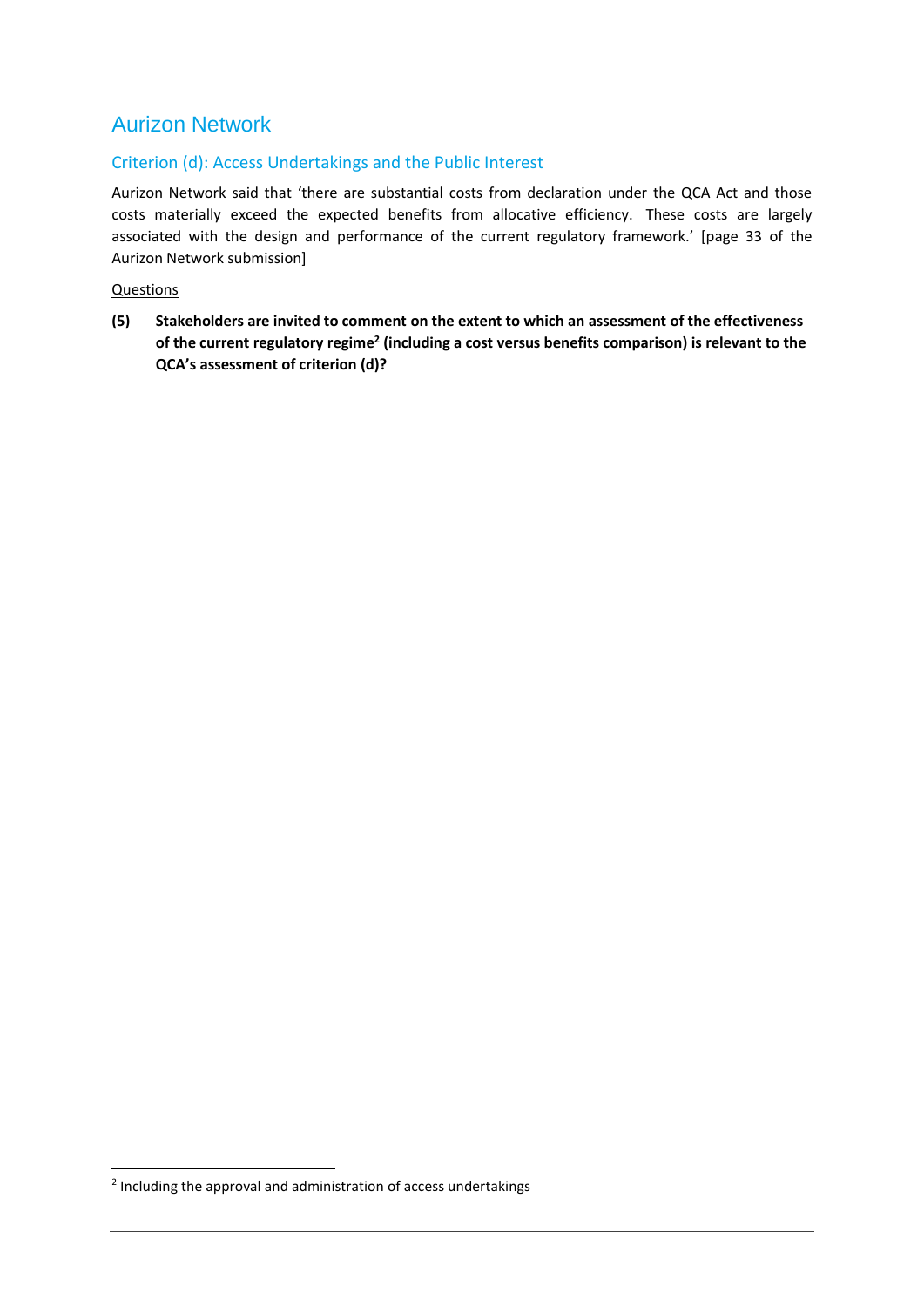## Aurizon Network

### Criterion (d): Access Undertakings and the Public Interest

Aurizon Network said that 'there are substantial costs from declaration under the QCA Act and those costs materially exceed the expected benefits from allocative efficiency. These costs are largely associated with the design and performance of the current regulatory framework.' [page 33 of the Aurizon Network submission]

Questions

**(5) Stakeholders are invited to comment on the extent to which an assessment of the effectiveness of the current regulatory regime[2] (including a cost versus benefits comparison) is relevant to the QCA's assessment of criterion (d)?**

[2] Including the approval and administration of access undertakings